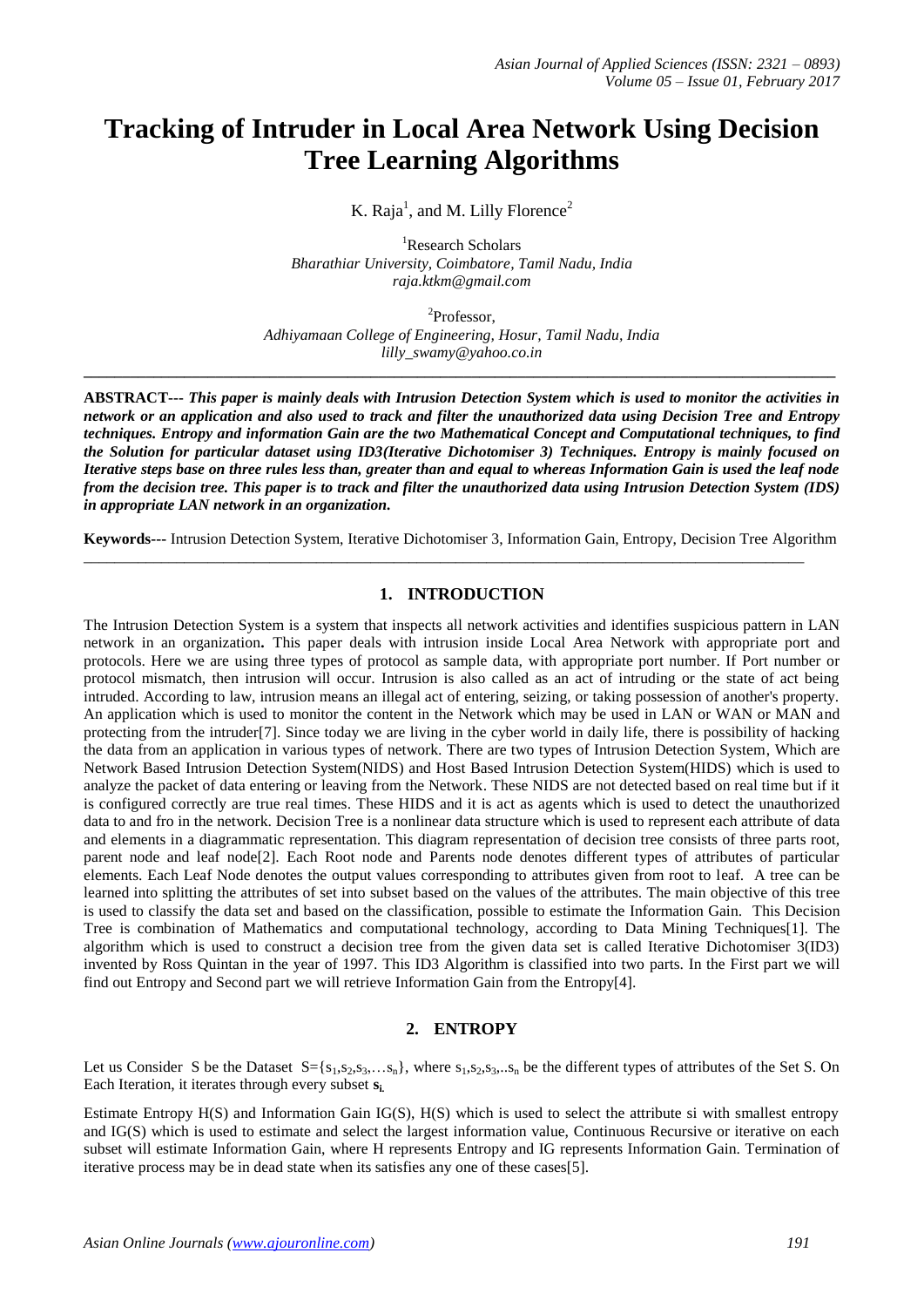# Tracking of Intruder in Local Area Network Using Decision Tree Learning Algorithms

K. Raja[1], and M. Lilly Florence[2]

[1]Research Scholars
*Bharathiar University, Coimbatore, Tamil Nadu, India*
*raja.ktkm@gmail.com*

[2]Professor,
*Adhiyamaan College of Engineering, Hosur, Tamil Nadu, India*
*lilly_swamy@yahoo.co.in*

---

**ABSTRACT---** ***This paper is mainly deals with Intrusion Detection System which is used to monitor the activities in network or an application and also used to track and filter the unauthorized data using Decision Tree and Entropy techniques. Entropy and information Gain are the two Mathematical Concept and Computational techniques, to find the Solution for particular dataset using ID3(Iterative Dichotomiser 3) Techniques. Entropy is mainly focused on Iterative steps base on three rules less than, greater than and equal to whereas Information Gain is used the leaf node from the decision tree. This paper is to track and filter the unauthorized data using Intrusion Detection System (IDS) in appropriate LAN network in an organization.***

**Keywords---** Intrusion Detection System, Iterative Dichotomiser 3, Information Gain, Entropy, Decision Tree Algorithm

---

## 1. INTRODUCTION

The Intrusion Detection System is a system that inspects all network activities and identifies suspicious pattern in LAN network in an organization**.** This paper deals with intrusion inside Local Area Network with appropriate port and protocols. Here we are using three types of protocol as sample data, with appropriate port number. If Port number or protocol mismatch, then intrusion will occur. Intrusion is also called as an act of intruding or the state of act being intruded. According to law, intrusion means an illegal act of entering, seizing, or taking possession of another's property. An application which is used to monitor the content in the Network which may be used in LAN or WAN or MAN and protecting from the intruder[7]. Since today we are living in the cyber world in daily life, there is possibility of hacking the data from an application in various types of network. There are two types of Intrusion Detection System, Which are Network Based Intrusion Detection System(NIDS) and Host Based Intrusion Detection System(HIDS) which is used to analyze the packet of data entering or leaving from the Network. These NIDS are not detected based on real time but if it is configured correctly are true real times. These HIDS and it is act as agents which is used to detect the unauthorized data to and fro in the network. Decision Tree is a nonlinear data structure which is used to represent each attribute of data and elements in a diagrammatic representation. This diagram representation of decision tree consists of three parts root, parent node and leaf node[2]. Each Root node and Parents node denotes different types of attributes of particular elements. Each Leaf Node denotes the output values corresponding to attributes given from root to leaf. A tree can be learned into splitting the attributes of set into subset based on the values of the attributes. The main objective of this tree is used to classify the data set and based on the classification, possible to estimate the Information Gain. This Decision Tree is combination of Mathematics and computational technology, according to Data Mining Techniques[1]. The algorithm which is used to construct a decision tree from the given data set is called Iterative Dichotomiser 3(ID3) invented by Ross Quintan in the year of 1997. This ID3 Algorithm is classified into two parts. In the First part we will find out Entropy and Second part we will retrieve Information Gain from the Entropy[4].

## 2. ENTROPY

Let us Consider S be the Dataset $S=\{s_1,s_2,s_3,\ldots s_n\}$, where $s_1,s_2,s_3,..s_n$ be the different types of attributes of the Set S. On Each Iteration, it iterates through every subset $\mathbf{s_i}$.

Estimate Entropy H(S) and Information Gain IG(S), H(S) which is used to select the attribute si with smallest entropy and IG(S) which is used to estimate and select the largest information value, Continuous Recursive or iterative on each subset will estimate Information Gain, where H represents Entropy and IG represents Information Gain. Termination of iterative process may be in dead state when its satisfies any one of these cases[5].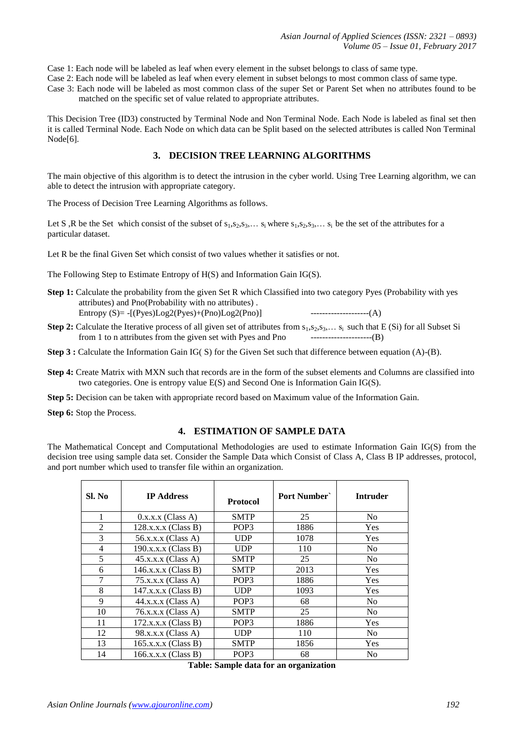Case 1: Each node will be labeled as leaf when every element in the subset belongs to class of same type.

Case 2: Each node will be labeled as leaf when every element in subset belongs to most common class of same type.

Case 3: Each node will be labeled as most common class of the super Set or Parent Set when no attributes found to be matched on the specific set of value related to appropriate attributes.

This Decision Tree (ID3) constructed by Terminal Node and Non Terminal Node. Each Node is labeled as final set then it is called Terminal Node. Each Node on which data can be Split based on the selected attributes is called Non Terminal Node[6].

## 3. DECISION TREE LEARNING ALGORITHMS

The main objective of this algorithm is to detect the intrusion in the cyber world. Using Tree Learning algorithm, we can able to detect the intrusion with appropriate category.

The Process of Decision Tree Learning Algorithms as follows.

Let S ,R be the Set which consist of the subset of $s_1,s_2,s_3,\ldots\ s_i$ where $s_1,s_2,s_3,\ldots\ s_i$ be the set of the attributes for a particular dataset.

Let R be the final Given Set which consist of two values whether it satisfies or not.

The Following Step to Estimate Entropy of H(S) and Information Gain IG(S).

**Step 1:** Calculate the probability from the given Set R which Classified into two category Pyes (Probability with yes attributes) and Pno(Probability with no attributes) .
Entropy (S)= -[(Pyes)Log2(Pyes)+(Pno)Log2(Pno)] --------------------(A)

**Step 2:** Calculate the Iterative process of all given set of attributes from $s_1,s_2,s_3,\ldots\ s_i$ such that E (Si) for all Subset Si from 1 to n attributes from the given set with Pyes and Pno ---------------------(B)

**Step 3 :** Calculate the Information Gain IG( S) for the Given Set such that difference between equation (A)-(B).

**Step 4:** Create Matrix with MXN such that records are in the form of the subset elements and Columns are classified into two categories. One is entropy value E(S) and Second One is Information Gain IG(S).

**Step 5:** Decision can be taken with appropriate record based on Maximum value of the Information Gain.

**Step 6:** Stop the Process.

## 4. ESTIMATION OF SAMPLE DATA

The Mathematical Concept and Computational Methodologies are used to estimate Information Gain IG(S) from the decision tree using sample data set. Consider the Sample Data which Consist of Class A, Class B IP addresses, protocol, and port number which used to transfer file within an organization.

| Sl. No | IP Address | Protocol | Port Number` | Intruder |
|---|---|---|---|---|
| 1 | 0.x.x.x (Class A) | SMTP | 25 | No |
| 2 | 128.x.x.x (Class B) | POP3 | 1886 | Yes |
| 3 | 56.x.x.x (Class A) | UDP | 1078 | Yes |
| 4 | 190.x.x.x (Class B) | UDP | 110 | No |
| 5 | 45.x.x.x (Class A) | SMTP | 25 | No |
| 6 | 146.x.x.x (Class B) | SMTP | 2013 | Yes |
| 7 | 75.x.x.x (Class A) | POP3 | 1886 | Yes |
| 8 | 147.x.x.x (Class B) | UDP | 1093 | Yes |
| 9 | 44.x.x.x (Class A) | POP3 | 68 | No |
| 10 | 76.x.x.x (Class A) | SMTP | 25 | No |
| 11 | 172.x.x.x (Class B) | POP3 | 1886 | Yes |
| 12 | 98.x.x.x (Class A) | UDP | 110 | No |
| 13 | 165.x.x.x (Class B) | SMTP | 1856 | Yes |
| 14 | 166.x.x.x (Class B) | POP3 | 68 | No |

**Table: Sample data for an organization**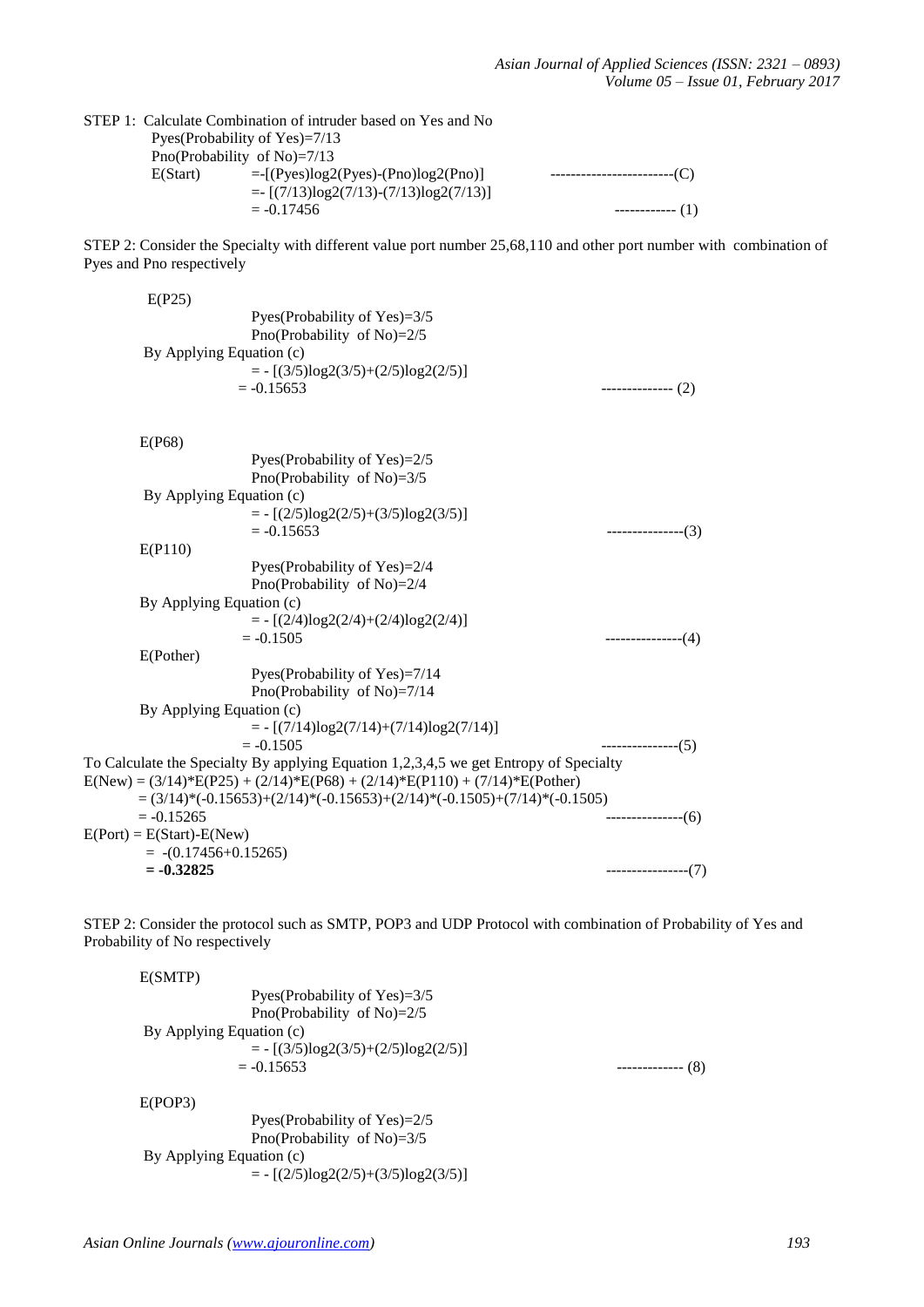STEP 1: Calculate Combination of intruder based on Yes and No

Pyes(Probability of Yes)=7/13

Pno(Probability of No)=7/13

$$E(Start) = -[(Pyes)\log_2(Pyes) - (Pno)\log_2(Pno)] \quad \text{------------------------}(C)$$

$$= -[(7/13)\log_2(7/13) - (7/13)\log_2(7/13)]$$

$$= -0.17456 \quad \text{------------} (1)$$

STEP 2: Consider the Specialty with different value port number 25,68,110 and other port number with combination of Pyes and Pno respectively

E(P25)

Pyes(Probability of Yes)=3/5

Pno(Probability of No)=2/5

By Applying Equation (c)

$$= -[(3/5)\log_2(3/5) + (2/5)\log_2(2/5)]$$

$$= -0.15653 \quad \text{--------------} (2)$$

E(P68)

Pyes(Probability of Yes)=2/5

Pno(Probability of No)=3/5

By Applying Equation (c)

$$= -[(2/5)\log_2(2/5) + (3/5)\log_2(3/5)]$$

$$= -0.15653 \quad \text{---------------}(3)$$

E(P110)

Pyes(Probability of Yes)=2/4

Pno(Probability of No)=2/4

By Applying Equation (c)

$$= -[(2/4)\log_2(2/4) + (2/4)\log_2(2/4)]$$

$$= -0.1505 \quad \text{---------------}(4)$$

E(Pother)

Pyes(Probability of Yes)=7/14

Pno(Probability of No)=7/14

By Applying Equation (c)

$$= -[(7/14)\log_2(7/14) + (7/14)\log_2(7/14)]$$

$$= -0.1505 \quad \text{---------------}(5)$$

To Calculate the Specialty By applying Equation 1,2,3,4,5 we get Entropy of Specialty

$$E(New) = (3/14)*E(P25) + (2/14)*E(P68) + (2/14)*E(P110) + (7/14)*E(Pother)$$

$$= (3/14)*(-0.15653) + (2/14)*(-0.15653) + (2/14)*(-0.1505) + (7/14)*(-0.1505)$$

$$= -0.15265 \quad \text{---------------}(6)$$

$$E(Port) = E(Start) - E(New)$$

$$= -(0.17456 + 0.15265)$$

$$\mathbf{= -0.32825} \quad \text{----------------}(7)$$

STEP 2: Consider the protocol such as SMTP, POP3 and UDP Protocol with combination of Probability of Yes and Probability of No respectively

E(SMTP)

Pyes(Probability of Yes)=3/5

Pno(Probability of No)=2/5

By Applying Equation (c)

$$= -[(3/5)\log_2(3/5) + (2/5)\log_2(2/5)]$$

$$= -0.15653 \quad \text{-------------} (8)$$

E(POP3)

Pyes(Probability of Yes)=2/5

Pno(Probability of No)=3/5

By Applying Equation (c)

$$= -[(2/5)\log_2(2/5) + (3/5)\log_2(3/5)]$$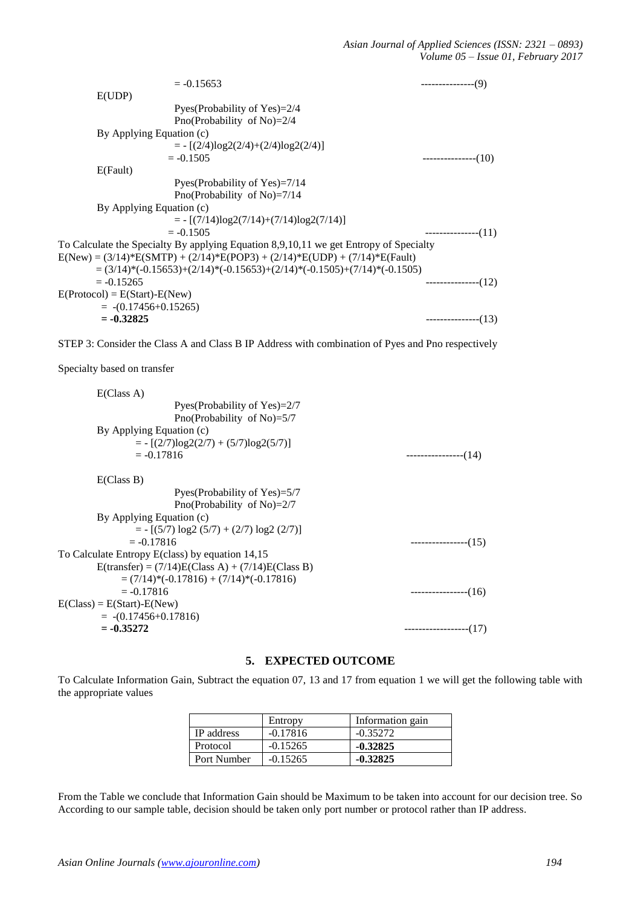$= -0.15653$ ---------------(9)

E(UDP)

Pyes(Probability of Yes)=2/4

Pno(Probability of No)=2/4

By Applying Equation (c)

$= - [(2/4)\log2(2/4)+(2/4)\log2(2/4)]$

$= -0.1505$ ---------------(10)

E(Fault)

Pyes(Probability of Yes)=7/14

Pno(Probability of No)=7/14

By Applying Equation (c)

$= - [(7/14)\log2(7/14)+(7/14)\log2(7/14)]$

$= -0.1505$ ---------------(11)

To Calculate the Specialty By applying Equation 8,9,10,11 we get Entropy of Specialty

$E(New) = (3/14)*E(SMTP) + (2/14)*E(POP3) + (2/14)*E(UDP) + (7/14)*E(Fault)$

$= (3/14)*(-0.15653)+(2/14)*(-0.15653)+(2/14)*(-0.1505)+(7/14)*(-0.1505)$

$= -0.15265$ ---------------(12)

$E(Protocol) = E(Start)-E(New)$

$= -(0.17456+0.15265)$

**= -0.32825** ---------------(13)

STEP 3: Consider the Class A and Class B IP Address with combination of Pyes and Pno respectively

Specialty based on transfer

E(Class A)

Pyes(Probability of Yes)=2/7

Pno(Probability of No)=5/7

By Applying Equation (c)

$= - [(2/7)\log2(2/7) + (5/7)\log2(5/7)]$

$= -0.17816$ ----------------(14)

E(Class B)

Pyes(Probability of Yes)=5/7

Pno(Probability of No)=2/7

By Applying Equation (c)

$= - [(5/7) \log2 (5/7) + (2/7) \log2 (2/7)]$

$= -0.17816$ ----------------(15)

To Calculate Entropy E(class) by equation 14,15

$E(transfer) = (7/14)E(Class A) + (7/14)E(Class B)$

$= (7/14)*(-0.17816) + (7/14)*(-0.17816)$

$= -0.17816$ ----------------(16)

$E(Class) = E(Start)-E(New)$

$= -(0.17456+0.17816)$

**= -0.35272** ------------------(17)

## 5. EXPECTED OUTCOME

To Calculate Information Gain, Subtract the equation 07, 13 and 17 from equation 1 we will get the following table with the appropriate values

| | Entropy | Information gain |
|---|---|---|
| IP address | -0.17816 | -0.35272 |
| Protocol | -0.15265 | **-0.32825** |
| Port Number | -0.15265 | **-0.32825** |

From the Table we conclude that Information Gain should be Maximum to be taken into account for our decision tree. So According to our sample table, decision should be taken only port number or protocol rather than IP address.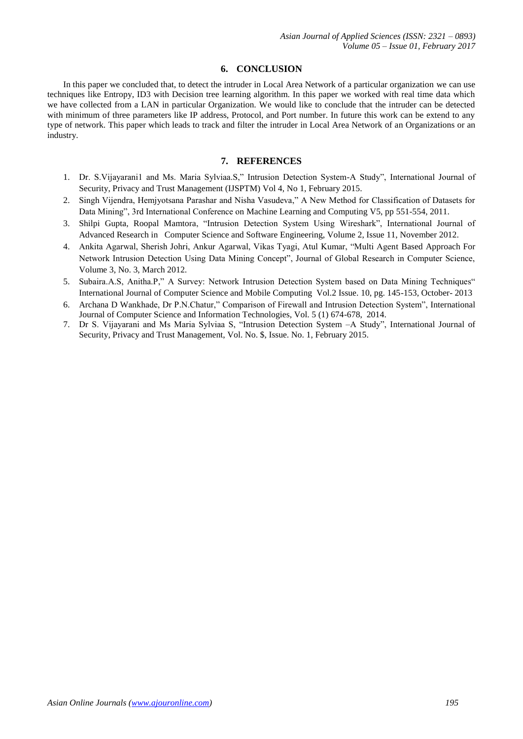## 6. CONCLUSION

In this paper we concluded that, to detect the intruder in Local Area Network of a particular organization we can use techniques like Entropy, ID3 with Decision tree learning algorithm. In this paper we worked with real time data which we have collected from a LAN in particular Organization. We would like to conclude that the intruder can be detected with minimum of three parameters like IP address, Protocol, and Port number. In future this work can be extend to any type of network. This paper which leads to track and filter the intruder in Local Area Network of an Organizations or an industry.

## 7. REFERENCES

1. Dr. S.Vijayarani1 and Ms. Maria Sylviaa.S," Intrusion Detection System-A Study", International Journal of Security, Privacy and Trust Management (IJSPTM) Vol 4, No 1, February 2015.
2. Singh Vijendra, Hemjyotsana Parashar and Nisha Vasudeva," A New Method for Classification of Datasets for Data Mining", 3rd International Conference on Machine Learning and Computing V5, pp 551-554, 2011.
3. Shilpi Gupta, Roopal Mamtora, "Intrusion Detection System Using Wireshark", International Journal of Advanced Research in Computer Science and Software Engineering, Volume 2, Issue 11, November 2012.
4. Ankita Agarwal, Sherish Johri, Ankur Agarwal, Vikas Tyagi, Atul Kumar, "Multi Agent Based Approach For Network Intrusion Detection Using Data Mining Concept", Journal of Global Research in Computer Science, Volume 3, No. 3, March 2012.
5. Subaira.A.S, Anitha.P," A Survey: Network Intrusion Detection System based on Data Mining Techniques" International Journal of Computer Science and Mobile Computing Vol.2 Issue. 10, pg. 145-153, October- 2013
6. Archana D Wankhade, Dr P.N.Chatur," Comparison of Firewall and Intrusion Detection System", International Journal of Computer Science and Information Technologies, Vol. 5 (1) 674-678, 2014.
7. Dr S. Vijayarani and Ms Maria Sylviaa S, "Intrusion Detection System –A Study", International Journal of Security, Privacy and Trust Management, Vol. No. $, Issue. No. 1, February 2015.